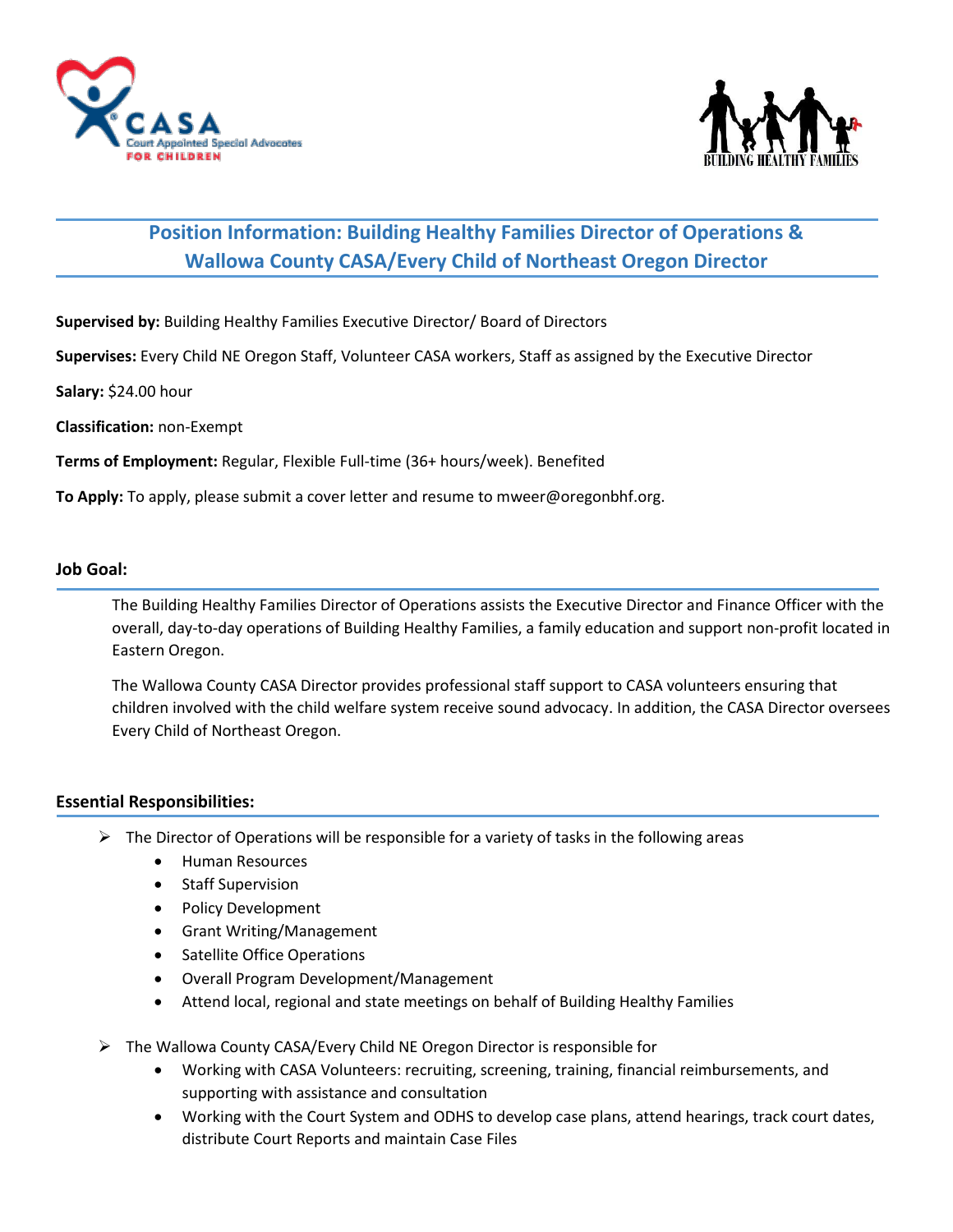# Position Information: Building Healthy Families Director of Operations & Wallowa County CASA/Every Child of Northeast Oregon Director

**Supervised by:** Building Healthy Families Executive Director/ Board of Directors

**Supervises:** Every Child NE Oregon Staff, Volunteer CASA workers, Staff as assigned by the Executive Director

**Salary:** $24.00 hour

**Classification:** non-Exempt

**Terms of Employment:** Regular, Flexible Full-time (36+ hours/week). Benefited

**To Apply:** To apply, please submit a cover letter and resume to mweer@oregonbhf.org.

## Job Goal:

The Building Healthy Families Director of Operations assists the Executive Director and Finance Officer with the overall, day-to-day operations of Building Healthy Families, a family education and support non-profit located in Eastern Oregon.

The Wallowa County CASA Director provides professional staff support to CASA volunteers ensuring that children involved with the child welfare system receive sound advocacy. In addition, the CASA Director oversees Every Child of Northeast Oregon.

## Essential Responsibilities:

- The Director of Operations will be responsible for a variety of tasks in the following areas
  - Human Resources
  - Staff Supervision
  - Policy Development
  - Grant Writing/Management
  - Satellite Office Operations
  - Overall Program Development/Management
  - Attend local, regional and state meetings on behalf of Building Healthy Families
- The Wallowa County CASA/Every Child NE Oregon Director is responsible for
  - Working with CASA Volunteers: recruiting, screening, training, financial reimbursements, and supporting with assistance and consultation
  - Working with the Court System and ODHS to develop case plans, attend hearings, track court dates, distribute Court Reports and maintain Case Files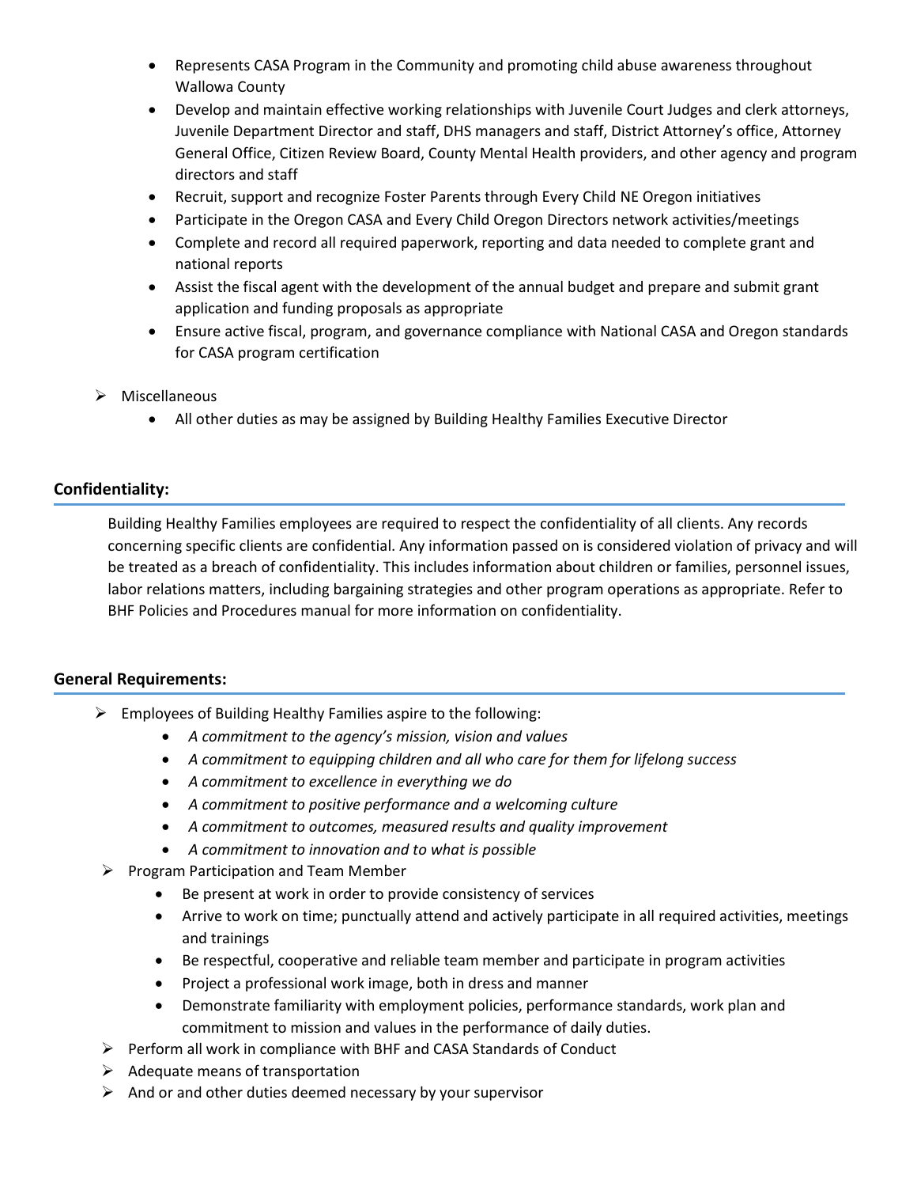- Represents CASA Program in the Community and promoting child abuse awareness throughout Wallowa County
- Develop and maintain effective working relationships with Juvenile Court Judges and clerk attorneys, Juvenile Department Director and staff, DHS managers and staff, District Attorney's office, Attorney General Office, Citizen Review Board, County Mental Health providers, and other agency and program directors and staff
- Recruit, support and recognize Foster Parents through Every Child NE Oregon initiatives
- Participate in the Oregon CASA and Every Child Oregon Directors network activities/meetings
- Complete and record all required paperwork, reporting and data needed to complete grant and national reports
- Assist the fiscal agent with the development of the annual budget and prepare and submit grant application and funding proposals as appropriate
- Ensure active fiscal, program, and governance compliance with National CASA and Oregon standards for CASA program certification

- Miscellaneous
  - All other duties as may be assigned by Building Healthy Families Executive Director

## Confidentiality:

Building Healthy Families employees are required to respect the confidentiality of all clients. Any records concerning specific clients are confidential. Any information passed on is considered violation of privacy and will be treated as a breach of confidentiality. This includes information about children or families, personnel issues, labor relations matters, including bargaining strategies and other program operations as appropriate. Refer to BHF Policies and Procedures manual for more information on confidentiality.

## General Requirements:

- Employees of Building Healthy Families aspire to the following:
  - *A commitment to the agency's mission, vision and values*
  - *A commitment to equipping children and all who care for them for lifelong success*
  - *A commitment to excellence in everything we do*
  - *A commitment to positive performance and a welcoming culture*
  - *A commitment to outcomes, measured results and quality improvement*
  - *A commitment to innovation and to what is possible*
- Program Participation and Team Member
  - Be present at work in order to provide consistency of services
  - Arrive to work on time; punctually attend and actively participate in all required activities, meetings and trainings
  - Be respectful, cooperative and reliable team member and participate in program activities
  - Project a professional work image, both in dress and manner
  - Demonstrate familiarity with employment policies, performance standards, work plan and commitment to mission and values in the performance of daily duties.
- Perform all work in compliance with BHF and CASA Standards of Conduct
- Adequate means of transportation
- And or and other duties deemed necessary by your supervisor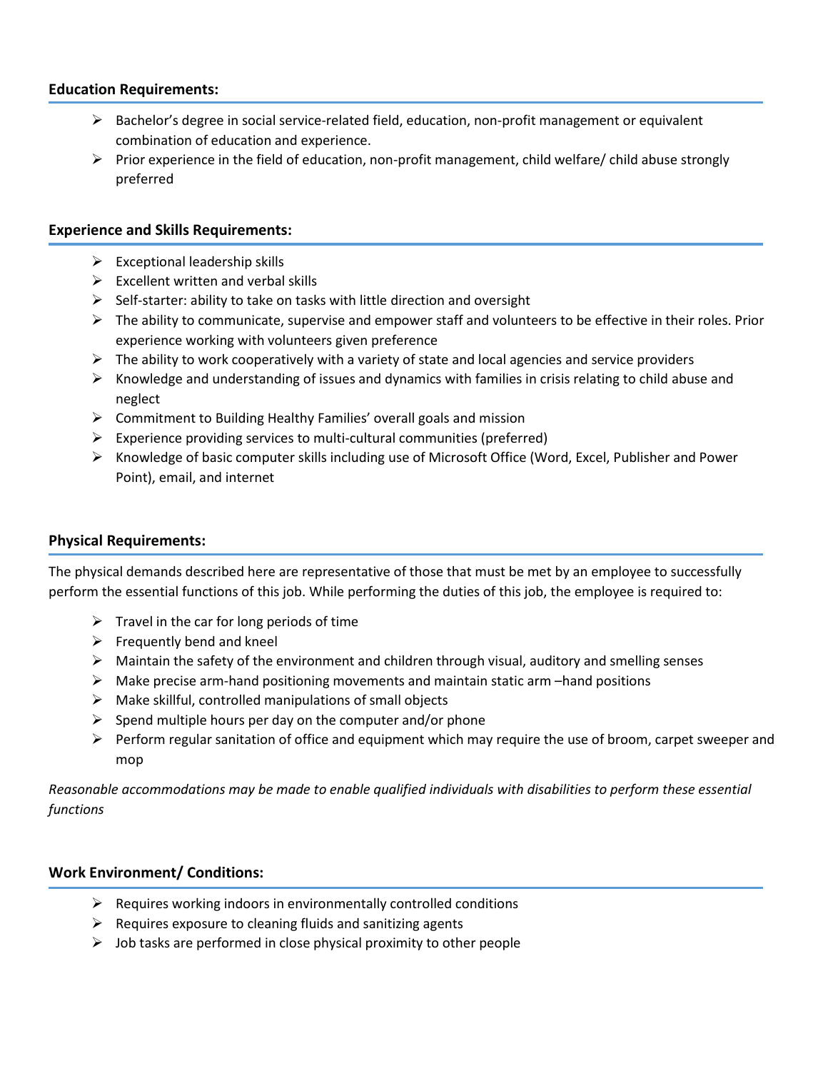## Education Requirements:

- Bachelor's degree in social service-related field, education, non-profit management or equivalent combination of education and experience.
- Prior experience in the field of education, non-profit management, child welfare/ child abuse strongly preferred

## Experience and Skills Requirements:

- Exceptional leadership skills
- Excellent written and verbal skills
- Self-starter: ability to take on tasks with little direction and oversight
- The ability to communicate, supervise and empower staff and volunteers to be effective in their roles. Prior experience working with volunteers given preference
- The ability to work cooperatively with a variety of state and local agencies and service providers
- Knowledge and understanding of issues and dynamics with families in crisis relating to child abuse and neglect
- Commitment to Building Healthy Families' overall goals and mission
- Experience providing services to multi-cultural communities (preferred)
- Knowledge of basic computer skills including use of Microsoft Office (Word, Excel, Publisher and Power Point), email, and internet

## Physical Requirements:

The physical demands described here are representative of those that must be met by an employee to successfully perform the essential functions of this job. While performing the duties of this job, the employee is required to:

- Travel in the car for long periods of time
- Frequently bend and kneel
- Maintain the safety of the environment and children through visual, auditory and smelling senses
- Make precise arm-hand positioning movements and maintain static arm –hand positions
- Make skillful, controlled manipulations of small objects
- Spend multiple hours per day on the computer and/or phone
- Perform regular sanitation of office and equipment which may require the use of broom, carpet sweeper and mop

*Reasonable accommodations may be made to enable qualified individuals with disabilities to perform these essential functions*

## Work Environment/ Conditions:

- Requires working indoors in environmentally controlled conditions
- Requires exposure to cleaning fluids and sanitizing agents
- Job tasks are performed in close physical proximity to other people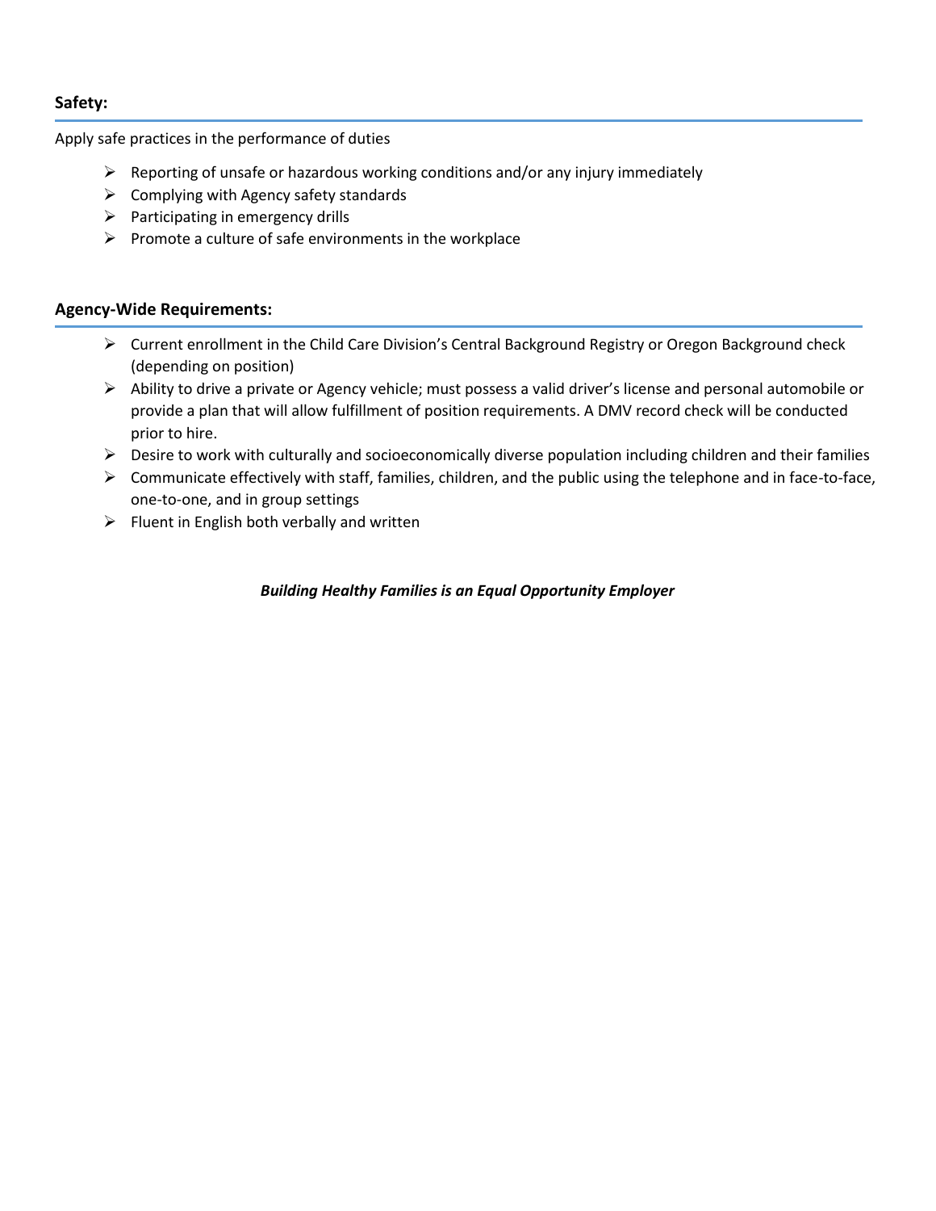### Safety:

Apply safe practices in the performance of duties

- Reporting of unsafe or hazardous working conditions and/or any injury immediately
- Complying with Agency safety standards
- Participating in emergency drills
- Promote a culture of safe environments in the workplace

### Agency-Wide Requirements:

- Current enrollment in the Child Care Division's Central Background Registry or Oregon Background check (depending on position)
- Ability to drive a private or Agency vehicle; must possess a valid driver's license and personal automobile or provide a plan that will allow fulfillment of position requirements. A DMV record check will be conducted prior to hire.
- Desire to work with culturally and socioeconomically diverse population including children and their families
- Communicate effectively with staff, families, children, and the public using the telephone and in face-to-face, one-to-one, and in group settings
- Fluent in English both verbally and written

***Building Healthy Families is an Equal Opportunity Employer***